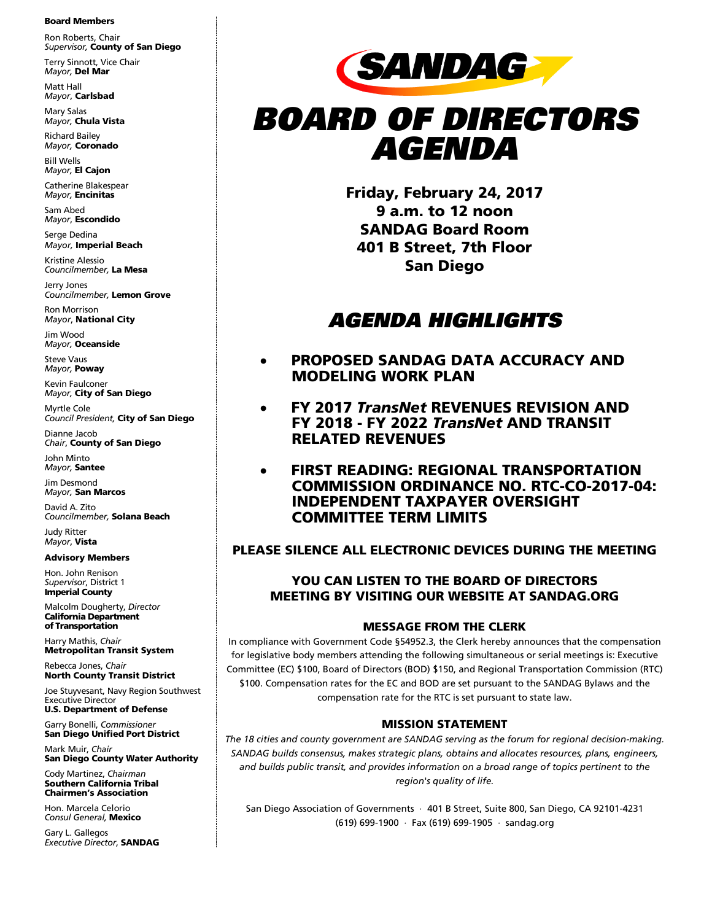**Board Members**

Ron Roberts, Chair
*Supervisor,* **County of San Diego**

Terry Sinnott, Vice Chair
*Mayor,* **Del Mar**

Matt Hall
*Mayor*, **Carlsbad**

Mary Salas
*Mayor,* **Chula Vista**

Richard Bailey
*Mayor,* **Coronado**

Bill Wells
*Mayor,* **El Cajon**

Catherine Blakespear
*Mayor,* **Encinitas**

Sam Abed
*Mayor*, **Escondido**

Serge Dedina
*Mayor,* **Imperial Beach**

Kristine Alessio
*Councilmember,* **La Mesa**

Jerry Jones
*Councilmember,* **Lemon Grove**

Ron Morrison
*Mayor*, **National City**

Jim Wood
*Mayor,* **Oceanside**

Steve Vaus
*Mayor,* **Poway**

Kevin Faulconer
*Mayor,* **City of San Diego**

Myrtle Cole
*Council President,* **City of San Diego**

Dianne Jacob
*Chair*, **County of San Diego**

John Minto
*Mayor,* **Santee**

Jim Desmond
*Mayor,* **San Marcos**

David A. Zito
*Councilmember,* **Solana Beach**

Judy Ritter
*Mayor*, **Vista**

**Advisory Members**

Hon. John Renison
*Supervisor*, District 1
**Imperial County**

Malcolm Dougherty, *Director*
**California Department of Transportation**

Harry Mathis, *Chair*
**Metropolitan Transit System**

Rebecca Jones, *Chair*
**North County Transit District**

Joe Stuyvesant, Navy Region Southwest Executive Director
**U.S. Department of Defense**

Garry Bonelli, *Commissioner*
**San Diego Unified Port District**

Mark Muir, *Chair*
**San Diego County Water Authority**

Cody Martinez, *Chairman*
**Southern California Tribal Chairmen's Association**

Hon. Marcela Celorio
*Consul General,* **Mexico**

Gary L. Gallegos
*Executive Director*, **SANDAG**

SANDAG

# *BOARD OF DIRECTORS AGENDA*

**Friday, February 24, 2017**
**9 a.m. to 12 noon**
**SANDAG Board Room**
**401 B Street, 7th Floor**
**San Diego**

## *AGENDA HIGHLIGHTS*

- **PROPOSED SANDAG DATA ACCURACY AND MODELING WORK PLAN**
- **FY 2017 *TransNet* REVENUES REVISION AND FY 2018 - FY 2022 *TransNet* AND TRANSIT RELATED REVENUES**
- **FIRST READING: REGIONAL TRANSPORTATION COMMISSION ORDINANCE NO. RTC-CO-2017-04: INDEPENDENT TAXPAYER OVERSIGHT COMMITTEE TERM LIMITS**

**PLEASE SILENCE ALL ELECTRONIC DEVICES DURING THE MEETING**

**YOU CAN LISTEN TO THE BOARD OF DIRECTORS MEETING BY VISITING OUR WEBSITE AT SANDAG.ORG**

### MESSAGE FROM THE CLERK

In compliance with Government Code §54952.3, the Clerk hereby announces that the compensation for legislative body members attending the following simultaneous or serial meetings is: Executive Committee (EC) $100, Board of Directors (BOD) $150, and Regional Transportation Commission (RTC) $100. Compensation rates for the EC and BOD are set pursuant to the SANDAG Bylaws and the compensation rate for the RTC is set pursuant to state law.

### MISSION STATEMENT

*The 18 cities and county government are SANDAG serving as the forum for regional decision-making. SANDAG builds consensus, makes strategic plans, obtains and allocates resources, plans, engineers, and builds public transit, and provides information on a broad range of topics pertinent to the region's quality of life.*

San Diego Association of Governments · 401 B Street, Suite 800, San Diego, CA 92101-4231
(619) 699-1900 · Fax (619) 699-1905 · sandag.org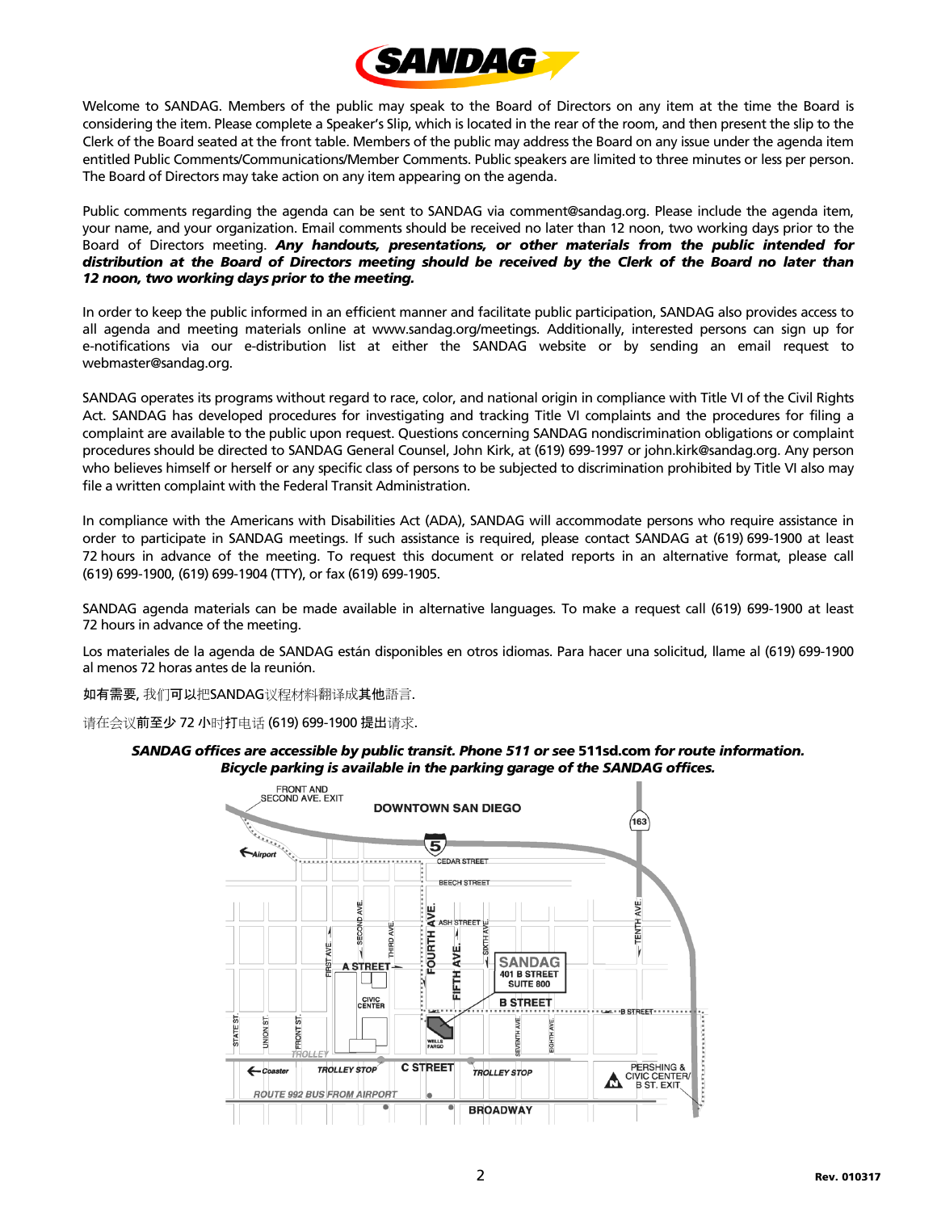Welcome to SANDAG. Members of the public may speak to the Board of Directors on any item at the time the Board is considering the item. Please complete a Speaker's Slip, which is located in the rear of the room, and then present the slip to the Clerk of the Board seated at the front table. Members of the public may address the Board on any issue under the agenda item entitled Public Comments/Communications/Member Comments. Public speakers are limited to three minutes or less per person. The Board of Directors may take action on any item appearing on the agenda.

Public comments regarding the agenda can be sent to SANDAG via comment@sandag.org. Please include the agenda item, your name, and your organization. Email comments should be received no later than 12 noon, two working days prior to the Board of Directors meeting. ***Any handouts, presentations, or other materials from the public intended for distribution at the Board of Directors meeting should be received by the Clerk of the Board no later than 12 noon, two working days prior to the meeting.***

In order to keep the public informed in an efficient manner and facilitate public participation, SANDAG also provides access to all agenda and meeting materials online at www.sandag.org/meetings. Additionally, interested persons can sign up for e-notifications via our e-distribution list at either the SANDAG website or by sending an email request to webmaster@sandag.org.

SANDAG operates its programs without regard to race, color, and national origin in compliance with Title VI of the Civil Rights Act. SANDAG has developed procedures for investigating and tracking Title VI complaints and the procedures for filing a complaint are available to the public upon request. Questions concerning SANDAG nondiscrimination obligations or complaint procedures should be directed to SANDAG General Counsel, John Kirk, at (619) 699-1997 or john.kirk@sandag.org. Any person who believes himself or herself or any specific class of persons to be subjected to discrimination prohibited by Title VI also may file a written complaint with the Federal Transit Administration.

In compliance with the Americans with Disabilities Act (ADA), SANDAG will accommodate persons who require assistance in order to participate in SANDAG meetings. If such assistance is required, please contact SANDAG at (619) 699-1900 at least 72 hours in advance of the meeting. To request this document or related reports in an alternative format, please call (619) 699-1900, (619) 699-1904 (TTY), or fax (619) 699-1905.

SANDAG agenda materials can be made available in alternative languages. To make a request call (619) 699-1900 at least 72 hours in advance of the meeting.

Los materiales de la agenda de SANDAG están disponibles en otros idiomas. Para hacer una solicitud, llame al (619) 699-1900 al menos 72 horas antes de la reunión.

如有需要, 我们可以把SANDAG议程材料翻译成其他語言.

请在会议前至少 72 小时打电话 (619) 699-1900 提出请求.

***SANDAG offices are accessible by public transit. Phone 511 or see* 511sd.com *for route information. Bicycle parking is available in the parking garage of the SANDAG offices.***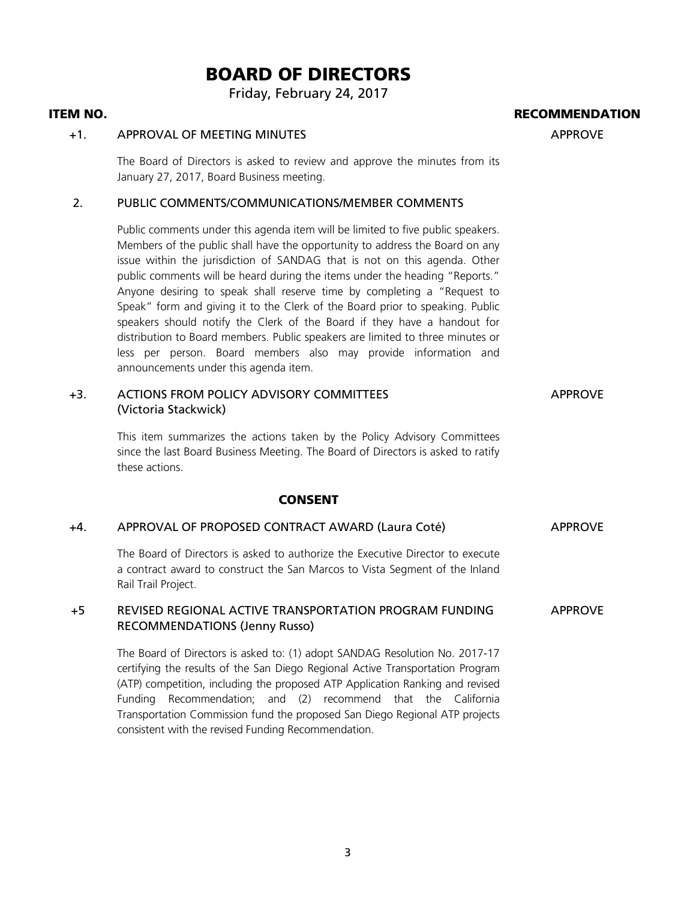# BOARD OF DIRECTORS

Friday, February 24, 2017

| ITEM NO. | | RECOMMENDATION |
|---|---|---|
| +1. | APPROVAL OF MEETING MINUTES | APPROVE |

The Board of Directors is asked to review and approve the minutes from its January 27, 2017, Board Business meeting.

2. PUBLIC COMMENTS/COMMUNICATIONS/MEMBER COMMENTS

Public comments under this agenda item will be limited to five public speakers. Members of the public shall have the opportunity to address the Board on any issue within the jurisdiction of SANDAG that is not on this agenda. Other public comments will be heard during the items under the heading "Reports." Anyone desiring to speak shall reserve time by completing a "Request to Speak" form and giving it to the Clerk of the Board prior to speaking. Public speakers should notify the Clerk of the Board if they have a handout for distribution to Board members. Public speakers are limited to three minutes or less per person. Board members also may provide information and announcements under this agenda item.

+3. ACTIONS FROM POLICY ADVISORY COMMITTEES (Victoria Stackwick) — APPROVE

This item summarizes the actions taken by the Policy Advisory Committees since the last Board Business Meeting. The Board of Directors is asked to ratify these actions.

## CONSENT

+4. APPROVAL OF PROPOSED CONTRACT AWARD (Laura Coté) — APPROVE

The Board of Directors is asked to authorize the Executive Director to execute a contract award to construct the San Marcos to Vista Segment of the Inland Rail Trail Project.

+5 REVISED REGIONAL ACTIVE TRANSPORTATION PROGRAM FUNDING RECOMMENDATIONS (Jenny Russo) — APPROVE

The Board of Directors is asked to: (1) adopt SANDAG Resolution No. 2017-17 certifying the results of the San Diego Regional Active Transportation Program (ATP) competition, including the proposed ATP Application Ranking and revised Funding Recommendation; and (2) recommend that the California Transportation Commission fund the proposed San Diego Regional ATP projects consistent with the revised Funding Recommendation.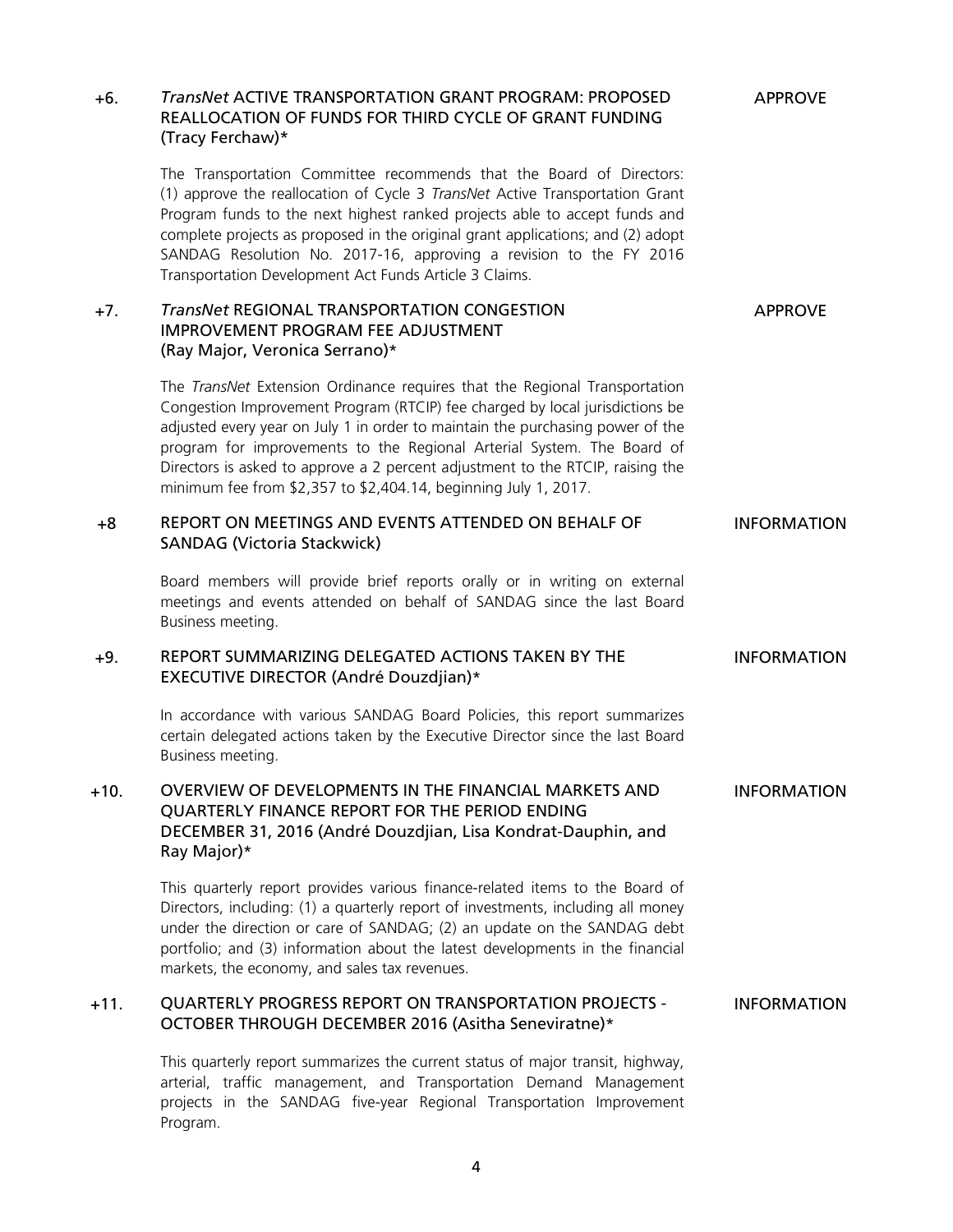**+6. *TransNet* ACTIVE TRANSPORTATION GRANT PROGRAM: PROPOSED REALLOCATION OF FUNDS FOR THIRD CYCLE OF GRANT FUNDING (Tracy Ferchaw)*** — APPROVE

The Transportation Committee recommends that the Board of Directors: (1) approve the reallocation of Cycle 3 *TransNet* Active Transportation Grant Program funds to the next highest ranked projects able to accept funds and complete projects as proposed in the original grant applications; and (2) adopt SANDAG Resolution No. 2017-16, approving a revision to the FY 2016 Transportation Development Act Funds Article 3 Claims.

**+7. *TransNet* REGIONAL TRANSPORTATION CONGESTION IMPROVEMENT PROGRAM FEE ADJUSTMENT (Ray Major, Veronica Serrano)*** — APPROVE

The *TransNet* Extension Ordinance requires that the Regional Transportation Congestion Improvement Program (RTCIP) fee charged by local jurisdictions be adjusted every year on July 1 in order to maintain the purchasing power of the program for improvements to the Regional Arterial System. The Board of Directors is asked to approve a 2 percent adjustment to the RTCIP, raising the minimum fee from $2,357 to $2,404.14, beginning July 1, 2017.

**+8 REPORT ON MEETINGS AND EVENTS ATTENDED ON BEHALF OF SANDAG (Victoria Stackwick)** — INFORMATION

Board members will provide brief reports orally or in writing on external meetings and events attended on behalf of SANDAG since the last Board Business meeting.

**+9. REPORT SUMMARIZING DELEGATED ACTIONS TAKEN BY THE EXECUTIVE DIRECTOR (André Douzdjian)*** — INFORMATION

In accordance with various SANDAG Board Policies, this report summarizes certain delegated actions taken by the Executive Director since the last Board Business meeting.

**+10. OVERVIEW OF DEVELOPMENTS IN THE FINANCIAL MARKETS AND QUARTERLY FINANCE REPORT FOR THE PERIOD ENDING DECEMBER 31, 2016 (André Douzdjian, Lisa Kondrat-Dauphin, and Ray Major)*** — INFORMATION

This quarterly report provides various finance-related items to the Board of Directors, including: (1) a quarterly report of investments, including all money under the direction or care of SANDAG; (2) an update on the SANDAG debt portfolio; and (3) information about the latest developments in the financial markets, the economy, and sales tax revenues.

**+11. QUARTERLY PROGRESS REPORT ON TRANSPORTATION PROJECTS - OCTOBER THROUGH DECEMBER 2016 (Asitha Seneviratne)*** — INFORMATION

This quarterly report summarizes the current status of major transit, highway, arterial, traffic management, and Transportation Demand Management projects in the SANDAG five-year Regional Transportation Improvement Program.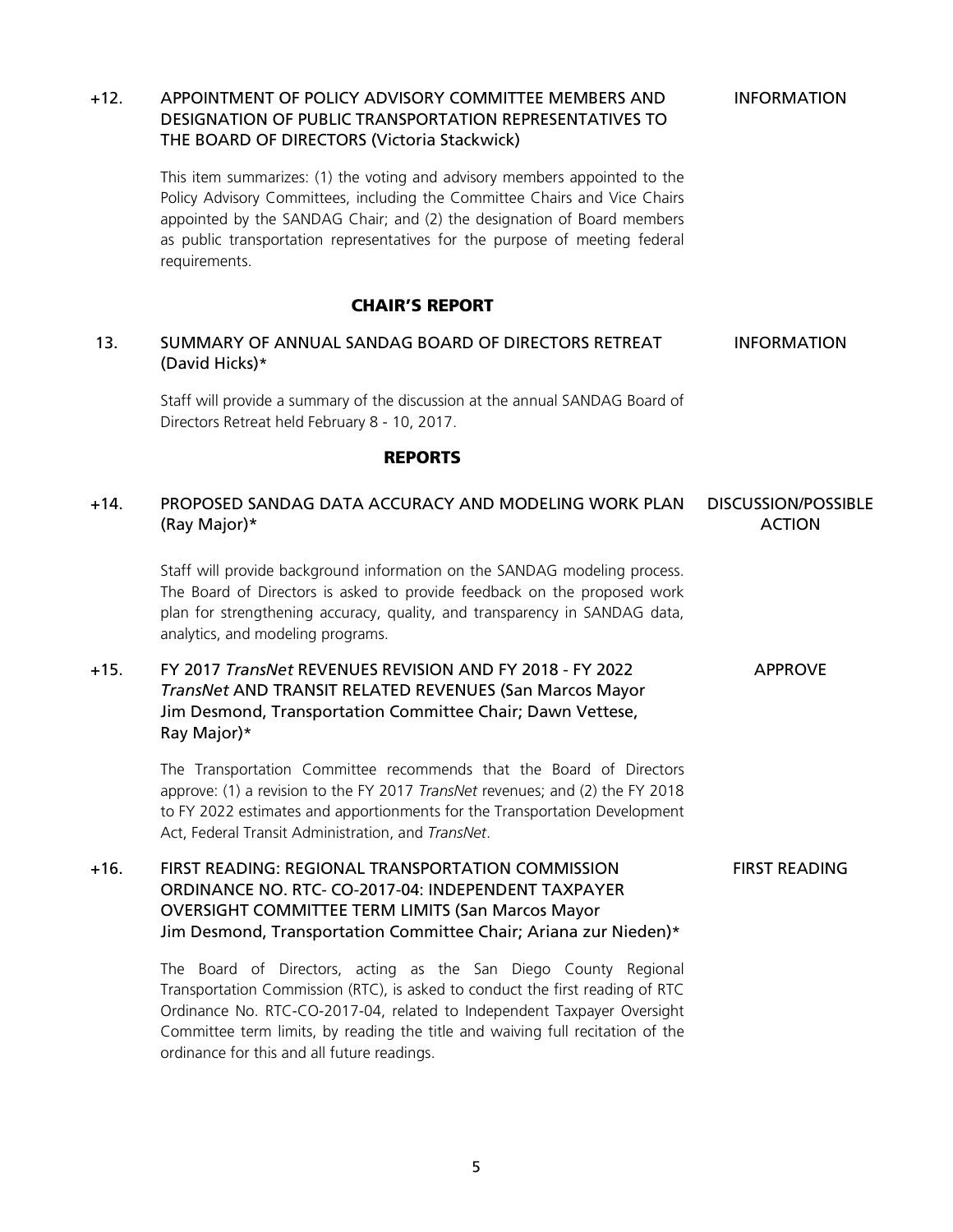+12. APPOINTMENT OF POLICY ADVISORY COMMITTEE MEMBERS AND DESIGNATION OF PUBLIC TRANSPORTATION REPRESENTATIVES TO THE BOARD OF DIRECTORS (Victoria Stackwick) — INFORMATION

This item summarizes: (1) the voting and advisory members appointed to the Policy Advisory Committees, including the Committee Chairs and Vice Chairs appointed by the SANDAG Chair; and (2) the designation of Board members as public transportation representatives for the purpose of meeting federal requirements.

## CHAIR'S REPORT

13. SUMMARY OF ANNUAL SANDAG BOARD OF DIRECTORS RETREAT (David Hicks)* — INFORMATION

Staff will provide a summary of the discussion at the annual SANDAG Board of Directors Retreat held February 8 - 10, 2017.

## REPORTS

+14. PROPOSED SANDAG DATA ACCURACY AND MODELING WORK PLAN (Ray Major)* — DISCUSSION/POSSIBLE ACTION

Staff will provide background information on the SANDAG modeling process. The Board of Directors is asked to provide feedback on the proposed work plan for strengthening accuracy, quality, and transparency in SANDAG data, analytics, and modeling programs.

+15. FY 2017 *TransNet* REVENUES REVISION AND FY 2018 - FY 2022 *TransNet* AND TRANSIT RELATED REVENUES (San Marcos Mayor Jim Desmond, Transportation Committee Chair; Dawn Vettese, Ray Major)* — APPROVE

The Transportation Committee recommends that the Board of Directors approve: (1) a revision to the FY 2017 *TransNet* revenues; and (2) the FY 2018 to FY 2022 estimates and apportionments for the Transportation Development Act, Federal Transit Administration, and *TransNet*.

+16. FIRST READING: REGIONAL TRANSPORTATION COMMISSION ORDINANCE NO. RTC- CO-2017-04: INDEPENDENT TAXPAYER OVERSIGHT COMMITTEE TERM LIMITS (San Marcos Mayor Jim Desmond, Transportation Committee Chair; Ariana zur Nieden)* — FIRST READING

The Board of Directors, acting as the San Diego County Regional Transportation Commission (RTC), is asked to conduct the first reading of RTC Ordinance No. RTC-CO-2017-04, related to Independent Taxpayer Oversight Committee term limits, by reading the title and waiving full recitation of the ordinance for this and all future readings.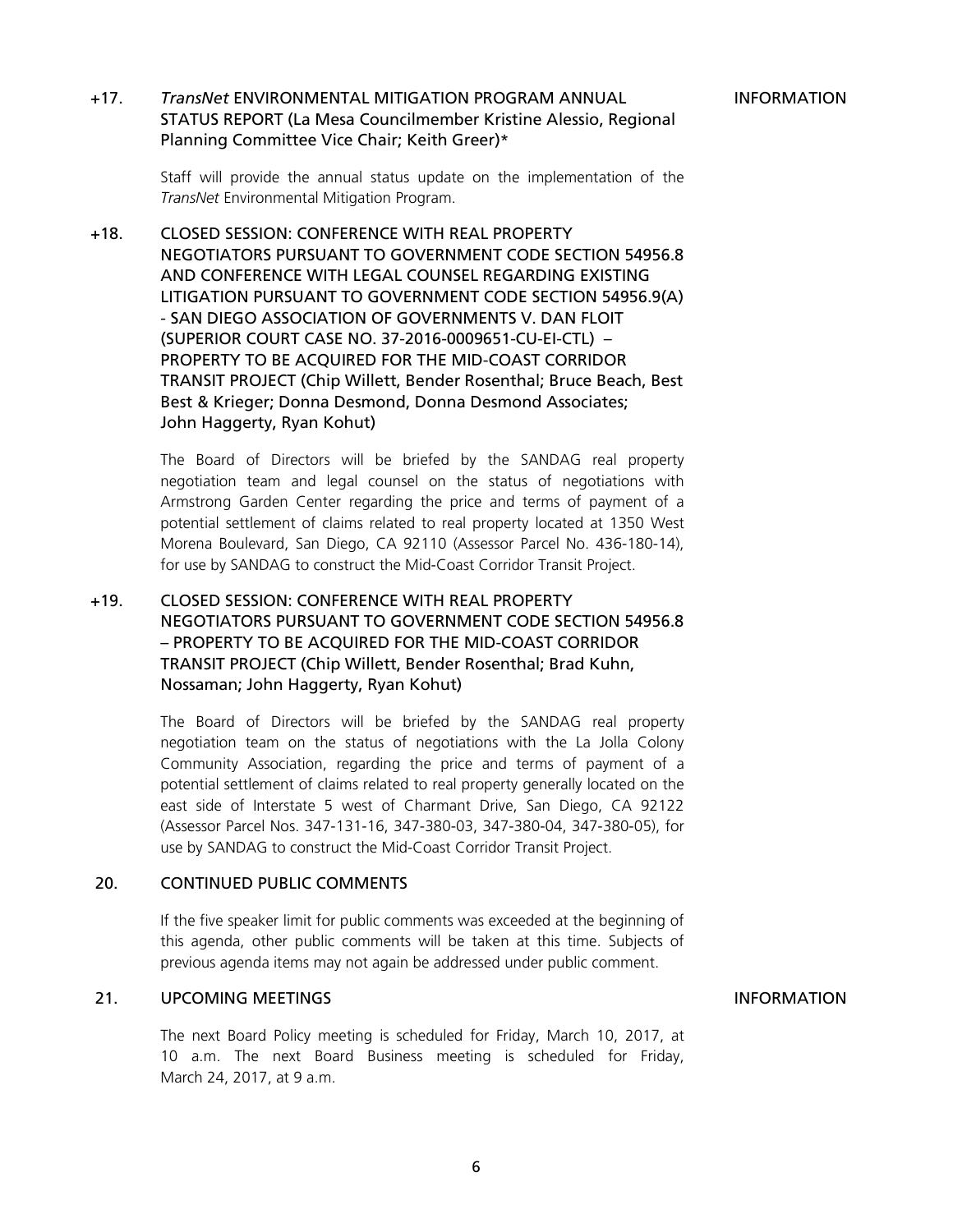+17. *TransNet* ENVIRONMENTAL MITIGATION PROGRAM ANNUAL STATUS REPORT (La Mesa Councilmember Kristine Alessio, Regional Planning Committee Vice Chair; Keith Greer)* — INFORMATION

Staff will provide the annual status update on the implementation of the *TransNet* Environmental Mitigation Program.

+18. CLOSED SESSION: CONFERENCE WITH REAL PROPERTY NEGOTIATORS PURSUANT TO GOVERNMENT CODE SECTION 54956.8 AND CONFERENCE WITH LEGAL COUNSEL REGARDING EXISTING LITIGATION PURSUANT TO GOVERNMENT CODE SECTION 54956.9(A) - SAN DIEGO ASSOCIATION OF GOVERNMENTS V. DAN FLOIT (SUPERIOR COURT CASE NO. 37-2016-0009651-CU-EI-CTL) – PROPERTY TO BE ACQUIRED FOR THE MID-COAST CORRIDOR TRANSIT PROJECT (Chip Willett, Bender Rosenthal; Bruce Beach, Best Best & Krieger; Donna Desmond, Donna Desmond Associates; John Haggerty, Ryan Kohut)

The Board of Directors will be briefed by the SANDAG real property negotiation team and legal counsel on the status of negotiations with Armstrong Garden Center regarding the price and terms of payment of a potential settlement of claims related to real property located at 1350 West Morena Boulevard, San Diego, CA 92110 (Assessor Parcel No. 436-180-14), for use by SANDAG to construct the Mid-Coast Corridor Transit Project.

+19. CLOSED SESSION: CONFERENCE WITH REAL PROPERTY NEGOTIATORS PURSUANT TO GOVERNMENT CODE SECTION 54956.8 – PROPERTY TO BE ACQUIRED FOR THE MID-COAST CORRIDOR TRANSIT PROJECT (Chip Willett, Bender Rosenthal; Brad Kuhn, Nossaman; John Haggerty, Ryan Kohut)

The Board of Directors will be briefed by the SANDAG real property negotiation team on the status of negotiations with the La Jolla Colony Community Association, regarding the price and terms of payment of a potential settlement of claims related to real property generally located on the east side of Interstate 5 west of Charmant Drive, San Diego, CA 92122 (Assessor Parcel Nos. 347-131-16, 347-380-03, 347-380-04, 347-380-05), for use by SANDAG to construct the Mid-Coast Corridor Transit Project.

20. CONTINUED PUBLIC COMMENTS

If the five speaker limit for public comments was exceeded at the beginning of this agenda, other public comments will be taken at this time. Subjects of previous agenda items may not again be addressed under public comment.

21. UPCOMING MEETINGS — INFORMATION

The next Board Policy meeting is scheduled for Friday, March 10, 2017, at 10 a.m. The next Board Business meeting is scheduled for Friday, March 24, 2017, at 9 a.m.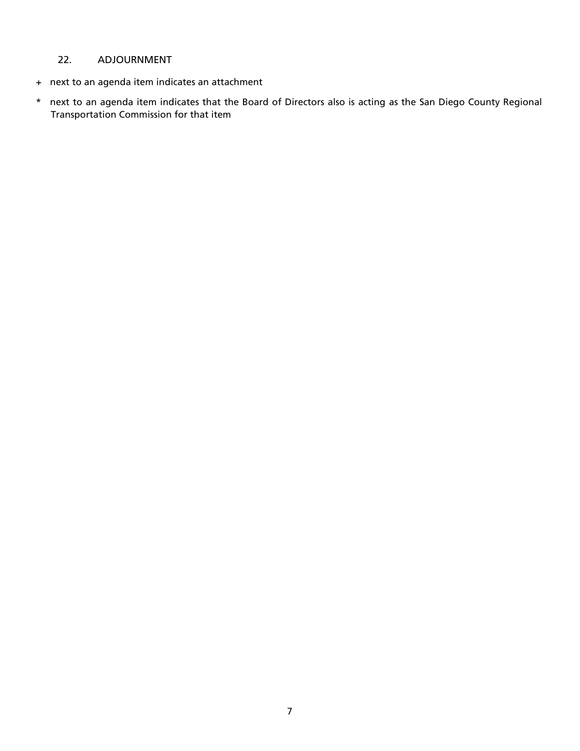22. ADJOURNMENT

+ next to an agenda item indicates an attachment

* next to an agenda item indicates that the Board of Directors also is acting as the San Diego County Regional Transportation Commission for that item